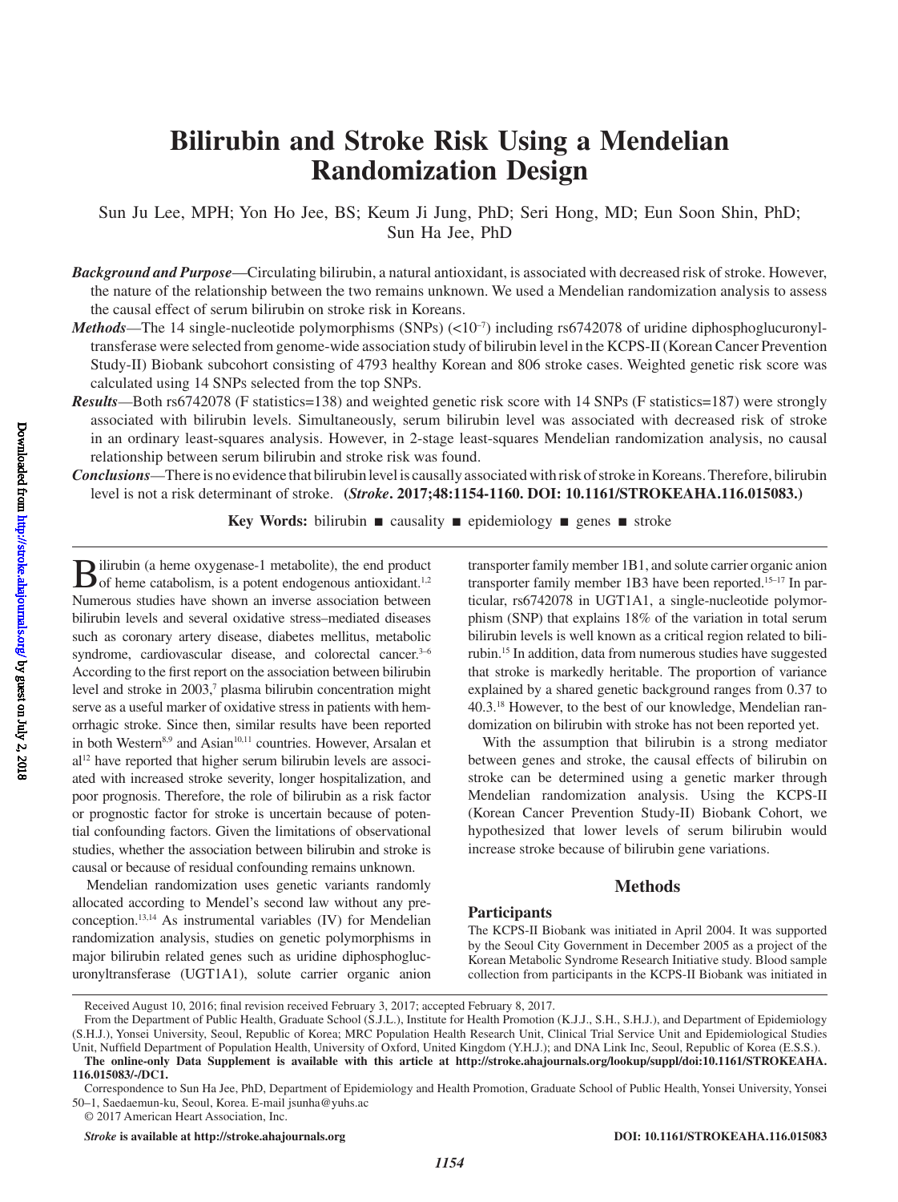# Bilirubin and Stroke Risk Using a Mendelian Randomization Design

Sun Ju Lee, MPH; Yon Ho Jee, BS; Keum Ji Jung, PhD; Seri Hong, MD; Eun Soon Shin, PhD; Sun Ha Jee, PhD

***Background and Purpose***—Circulating bilirubin, a natural antioxidant, is associated with decreased risk of stroke. However, the nature of the relationship between the two remains unknown. We used a Mendelian randomization analysis to assess the causal effect of serum bilirubin on stroke risk in Koreans.

***Methods***—The 14 single-nucleotide polymorphisms (SNPs) ($<10^{-7}$) including rs6742078 of uridine diphosphoglucuronyltransferase were selected from genome-wide association study of bilirubin level in the KCPS-II (Korean Cancer Prevention Study-II) Biobank subcohort consisting of 4793 healthy Korean and 806 stroke cases. Weighted genetic risk score was calculated using 14 SNPs selected from the top SNPs.

***Results***—Both rs6742078 (F statistics=138) and weighted genetic risk score with 14 SNPs (F statistics=187) were strongly associated with bilirubin levels. Simultaneously, serum bilirubin level was associated with decreased risk of stroke in an ordinary least-squares analysis. However, in 2-stage least-squares Mendelian randomization analysis, no causal relationship between serum bilirubin and stroke risk was found.

***Conclusions***—There is no evidence that bilirubin level is causally associated with risk of stroke in Koreans. Therefore, bilirubin level is not a risk determinant of stroke. **(*Stroke*. 2017;48:1154-1160. DOI: 10.1161/STROKEAHA.116.015083.)**

**Key Words:** bilirubin ■ causality ■ epidemiology ■ genes ■ stroke

Bilirubin (a heme oxygenase-1 metabolite), the end product of heme catabolism, is a potent endogenous antioxidant.[1,2] Numerous studies have shown an inverse association between bilirubin levels and several oxidative stress–mediated diseases such as coronary artery disease, diabetes mellitus, metabolic syndrome, cardiovascular disease, and colorectal cancer.[3–6] According to the first report on the association between bilirubin level and stroke in 2003,[7] plasma bilirubin concentration might serve as a useful marker of oxidative stress in patients with hemorrhagic stroke. Since then, similar results have been reported in both Western[8,9] and Asian[10,11] countries. However, Arsalan et al[12] have reported that higher serum bilirubin levels are associated with increased stroke severity, longer hospitalization, and poor prognosis. Therefore, the role of bilirubin as a risk factor or prognostic factor for stroke is uncertain because of potential confounding factors. Given the limitations of observational studies, whether the association between bilirubin and stroke is causal or because of residual confounding remains unknown.

Mendelian randomization uses genetic variants randomly allocated according to Mendel's second law without any preconception.[13,14] As instrumental variables (IV) for Mendelian randomization analysis, studies on genetic polymorphisms in major bilirubin related genes such as uridine diphosphoglucuronyltransferase (UGT1A1), solute carrier organic anion transporter family member 1B1, and solute carrier organic anion transporter family member 1B3 have been reported.[15–17] In particular, rs6742078 in UGT1A1, a single-nucleotide polymorphism (SNP) that explains 18% of the variation in total serum bilirubin levels is well known as a critical region related to bilirubin.[15] In addition, data from numerous studies have suggested that stroke is markedly heritable. The proportion of variance explained by a shared genetic background ranges from 0.37 to 40.3.[18] However, to the best of our knowledge, Mendelian randomization on bilirubin with stroke has not been reported yet.

With the assumption that bilirubin is a strong mediator between genes and stroke, the causal effects of bilirubin on stroke can be determined using a genetic marker through Mendelian randomization analysis. Using the KCPS-II (Korean Cancer Prevention Study-II) Biobank Cohort, we hypothesized that lower levels of serum bilirubin would increase stroke because of bilirubin gene variations.

## Methods

### Participants

The KCPS-II Biobank was initiated in April 2004. It was supported by the Seoul City Government in December 2005 as a project of the Korean Metabolic Syndrome Research Initiative study. Blood sample collection from participants in the KCPS-II Biobank was initiated in

Received August 10, 2016; final revision received February 3, 2017; accepted February 8, 2017.

From the Department of Public Health, Graduate School (S.J.L.), Institute for Health Promotion (K.J.J., S.H., S.H.J.), and Department of Epidemiology (S.H.J.), Yonsei University, Seoul, Republic of Korea; MRC Population Health Research Unit, Clinical Trial Service Unit and Epidemiological Studies Unit, Nuffield Department of Population Health, University of Oxford, United Kingdom (Y.H.J.); and DNA Link Inc, Seoul, Republic of Korea (E.S.S.).

**The online-only Data Supplement is available with this article at http://stroke.ahajournals.org/lookup/suppl/doi:10.1161/STROKEAHA.116.015083/-/DC1.**

Correspondence to Sun Ha Jee, PhD, Department of Epidemiology and Health Promotion, Graduate School of Public Health, Yonsei University, Yonsei 50–1, Saedaemun-ku, Seoul, Korea. E-mail jsunha@yuhs.ac

© 2017 American Heart Association, Inc.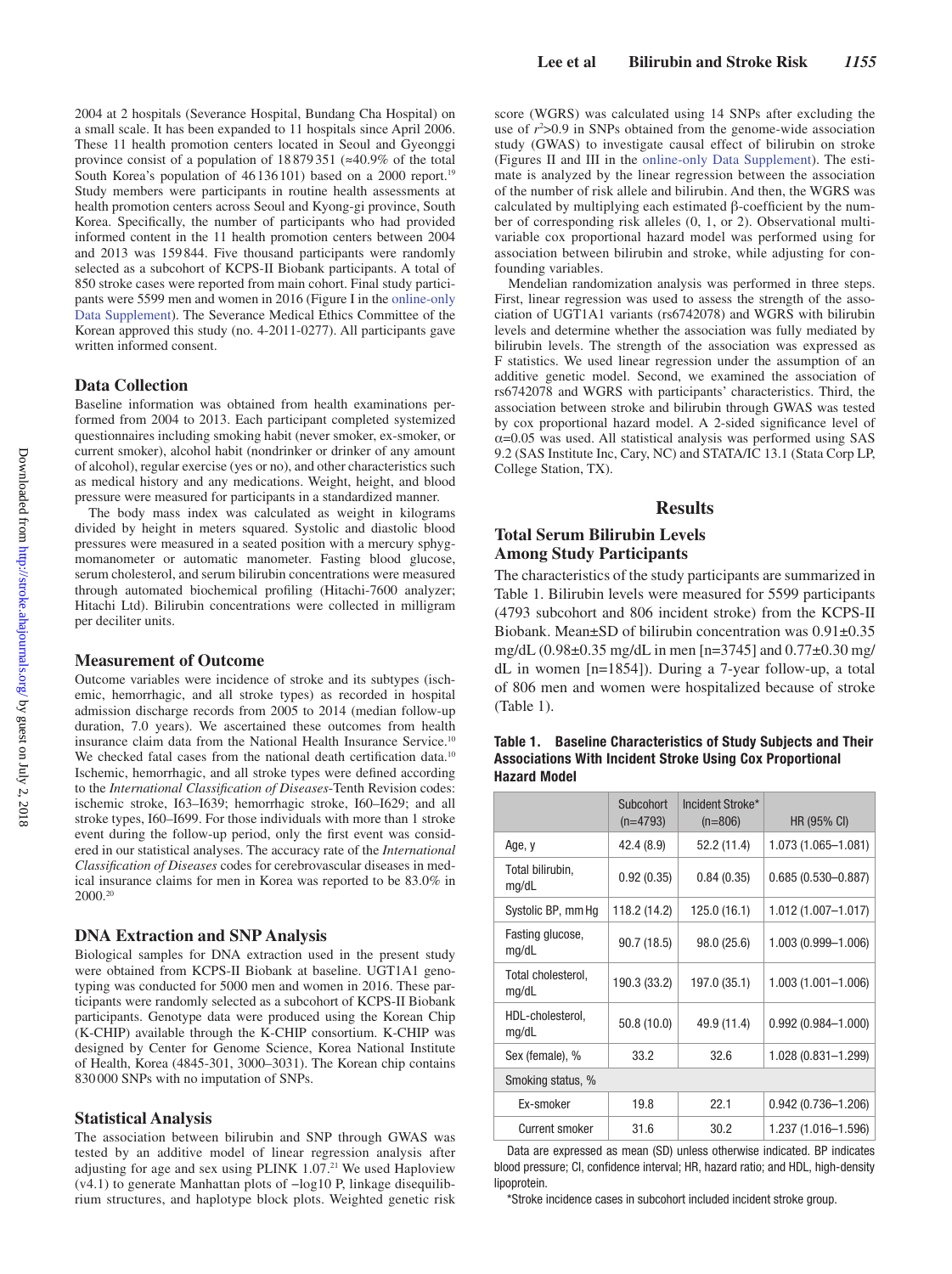2004 at 2 hospitals (Severance Hospital, Bundang Cha Hospital) on a small scale. It has been expanded to 11 hospitals since April 2006. These 11 health promotion centers located in Seoul and Gyeonggi province consist of a population of 18 879 351 (≈40.9% of the total South Korea's population of 46 136 101) based on a 2000 report.[19] Study members were participants in routine health assessments at health promotion centers across Seoul and Kyong-gi province, South Korea. Specifically, the number of participants who had provided informed content in the 11 health promotion centers between 2004 and 2013 was 159 844. Five thousand participants were randomly selected as a subcohort of KCPS-II Biobank participants. A total of 850 stroke cases were reported from main cohort. Final study participants were 5599 men and women in 2016 (Figure I in the online-only Data Supplement). The Severance Medical Ethics Committee of the Korean approved this study (no. 4-2011-0277). All participants gave written informed consent.

## Data Collection

Baseline information was obtained from health examinations performed from 2004 to 2013. Each participant completed systemized questionnaires including smoking habit (never smoker, ex-smoker, or current smoker), alcohol habit (nondrinker or drinker of any amount of alcohol), regular exercise (yes or no), and other characteristics such as medical history and any medications. Weight, height, and blood pressure were measured for participants in a standardized manner.

The body mass index was calculated as weight in kilograms divided by height in meters squared. Systolic and diastolic blood pressures were measured in a seated position with a mercury sphygmomanometer or automatic manometer. Fasting blood glucose, serum cholesterol, and serum bilirubin concentrations were measured through automated biochemical profiling (Hitachi-7600 analyzer; Hitachi Ltd). Bilirubin concentrations were collected in milligram per deciliter units.

## Measurement of Outcome

Outcome variables were incidence of stroke and its subtypes (ischemic, hemorrhagic, and all stroke types) as recorded in hospital admission discharge records from 2005 to 2014 (median follow-up duration, 7.0 years). We ascertained these outcomes from health insurance claim data from the National Health Insurance Service.[10] We checked fatal cases from the national death certification data.[10] Ischemic, hemorrhagic, and all stroke types were defined according to the *International Classification of Diseases*-Tenth Revision codes: ischemic stroke, I63–I639; hemorrhagic stroke, I60–I629; and all stroke types, I60–I699. For those individuals with more than 1 stroke event during the follow-up period, only the first event was considered in our statistical analyses. The accuracy rate of the *International Classification of Diseases* codes for cerebrovascular diseases in medical insurance claims for men in Korea was reported to be 83.0% in 2000.[20]

## DNA Extraction and SNP Analysis

Biological samples for DNA extraction used in the present study were obtained from KCPS-II Biobank at baseline. UGT1A1 genotyping was conducted for 5000 men and women in 2016. These participants were randomly selected as a subcohort of KCPS-II Biobank participants. Genotype data were produced using the Korean Chip (K-CHIP) available through the K-CHIP consortium. K-CHIP was designed by Center for Genome Science, Korea National Institute of Health, Korea (4845-301, 3000–3031). The Korean chip contains 830 000 SNPs with no imputation of SNPs.

## Statistical Analysis

The association between bilirubin and SNP through GWAS was tested by an additive model of linear regression analysis after adjusting for age and sex using PLINK 1.07.[21] We used Haploview (v4.1) to generate Manhattan plots of −log10 P, linkage disequilibrium structures, and haplotype block plots. Weighted genetic risk score (WGRS) was calculated using 14 SNPs after excluding the use of $r^2$>0.9 in SNPs obtained from the genome-wide association study (GWAS) to investigate causal effect of bilirubin on stroke (Figures II and III in the online-only Data Supplement). The estimate is analyzed by the linear regression between the association of the number of risk allele and bilirubin. And then, the WGRS was calculated by multiplying each estimated β-coefficient by the number of corresponding risk alleles (0, 1, or 2). Observational multivariable cox proportional hazard model was performed using for association between bilirubin and stroke, while adjusting for confounding variables.

Mendelian randomization analysis was performed in three steps. First, linear regression was used to assess the strength of the association of UGT1A1 variants (rs6742078) and WGRS with bilirubin levels and determine whether the association was fully mediated by bilirubin levels. The strength of the association was expressed as F statistics. We used linear regression under the assumption of an additive genetic model. Second, we examined the association of rs6742078 and WGRS with participants' characteristics. Third, the association between stroke and bilirubin through GWAS was tested by cox proportional hazard model. A 2-sided significance level of α=0.05 was used. All statistical analysis was performed using SAS 9.2 (SAS Institute Inc, Cary, NC) and STATA/IC 13.1 (Stata Corp LP, College Station, TX).

# Results

## Total Serum Bilirubin Levels Among Study Participants

The characteristics of the study participants are summarized in Table 1. Bilirubin levels were measured for 5599 participants (4793 subcohort and 806 incident stroke) from the KCPS-II Biobank. Mean±SD of bilirubin concentration was 0.91±0.35 mg/dL (0.98±0.35 mg/dL in men [n=3745] and 0.77±0.30 mg/dL in women [n=1854]). During a 7-year follow-up, a total of 806 men and women were hospitalized because of stroke (Table 1).

**Table 1. Baseline Characteristics of Study Subjects and Their Associations With Incident Stroke Using Cox Proportional Hazard Model**

| | Subcohort (n=4793) | Incident Stroke* (n=806) | HR (95% CI) |
|---|---|---|---|
| Age, y | 42.4 (8.9) | 52.2 (11.4) | 1.073 (1.065–1.081) |
| Total bilirubin, mg/dL | 0.92 (0.35) | 0.84 (0.35) | 0.685 (0.530–0.887) |
| Systolic BP, mm Hg | 118.2 (14.2) | 125.0 (16.1) | 1.012 (1.007–1.017) |
| Fasting glucose, mg/dL | 90.7 (18.5) | 98.0 (25.6) | 1.003 (0.999–1.006) |
| Total cholesterol, mg/dL | 190.3 (33.2) | 197.0 (35.1) | 1.003 (1.001–1.006) |
| HDL-cholesterol, mg/dL | 50.8 (10.0) | 49.9 (11.4) | 0.992 (0.984–1.000) |
| Sex (female), % | 33.2 | 32.6 | 1.028 (0.831–1.299) |
| Smoking status, % | | | |
| Ex-smoker | 19.8 | 22.1 | 0.942 (0.736–1.206) |
| Current smoker | 31.6 | 30.2 | 1.237 (1.016–1.596) |

Data are expressed as mean (SD) unless otherwise indicated. BP indicates blood pressure; CI, confidence interval; HR, hazard ratio; and HDL, high-density lipoprotein.

*Stroke incidence cases in subcohort included incident stroke group.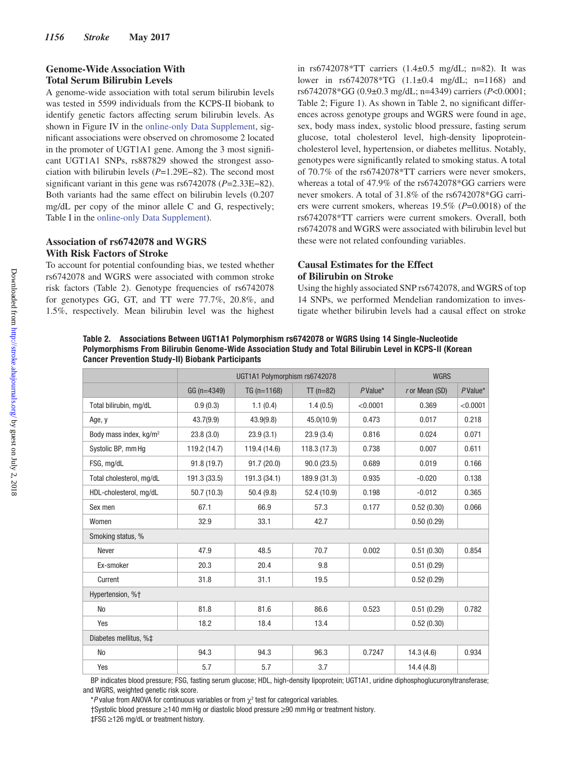## Genome-Wide Association With Total Serum Bilirubin Levels

A genome-wide association with total serum bilirubin levels was tested in 5599 individuals from the KCPS-II biobank to identify genetic factors affecting serum bilirubin levels. As shown in Figure IV in the online-only Data Supplement, significant associations were observed on chromosome 2 located in the promoter of UGT1A1 gene. Among the 3 most significant UGT1A1 SNPs, rs887829 showed the strongest association with bilirubin levels ($P$=1.29E−82). The second most significant variant in this gene was rs6742078 ($P$=2.33E−82). Both variants had the same effect on bilirubin levels (0.207 mg/dL per copy of the minor allele C and G, respectively; Table I in the online-only Data Supplement).

## Association of rs6742078 and WGRS With Risk Factors of Stroke

To account for potential confounding bias, we tested whether rs6742078 and WGRS were associated with common stroke risk factors (Table 2). Genotype frequencies of rs6742078 for genotypes GG, GT, and TT were 77.7%, 20.8%, and 1.5%, respectively. Mean bilirubin level was the highest in rs6742078*TT carriers (1.4±0.5 mg/dL; n=82). It was lower in rs6742078*TG (1.1±0.4 mg/dL; n=1168) and rs6742078*GG (0.9±0.3 mg/dL; n=4349) carriers ($P$<0.0001; Table 2; Figure 1). As shown in Table 2, no significant differences across genotype groups and WGRS were found in age, sex, body mass index, systolic blood pressure, fasting serum glucose, total cholesterol level, high-density lipoprotein-cholesterol level, hypertension, or diabetes mellitus. Notably, genotypes were significantly related to smoking status. A total of 70.7% of the rs6742078*TT carriers were never smokers, whereas a total of 47.9% of the rs6742078*GG carriers were never smokers. A total of 31.8% of the rs6742078*GG carriers were current smokers, whereas 19.5% ($P$=0.0018) of the rs6742078*TT carriers were current smokers. Overall, both rs6742078 and WGRS were associated with bilirubin level but these were not related confounding variables.

## Causal Estimates for the Effect of Bilirubin on Stroke

Using the highly associated SNP rs6742078, and WGRS of top 14 SNPs, we performed Mendelian randomization to investigate whether bilirubin levels had a causal effect on stroke

**Table 2. Associations Between UGT1A1 Polymorphism rs6742078 or WGRS Using 14 Single-Nucleotide Polymorphisms From Bilirubin Genome-Wide Association Study and Total Bilirubin Level in KCPS-II (Korean Cancer Prevention Study-II) Biobank Participants**

| | UGT1A1 Polymorphism rs6742078 | | | | WGRS | |
|---|---|---|---|---|---|---|
| | GG (n=4349) | TG (n=1168) | TT (n=82) | *P* Value* | *r* or Mean (SD) | *P* Value* |
| Total bilirubin, mg/dL | 0.9 (0.3) | 1.1 (0.4) | 1.4 (0.5) | <0.0001 | 0.369 | <0.0001 |
| Age, y | 43.7(9.9) | 43.9(9.8) | 45.0(10.9) | 0.473 | 0.017 | 0.218 |
| Body mass index, kg/m² | 23.8 (3.0) | 23.9 (3.1) | 23.9 (3.4) | 0.816 | 0.024 | 0.071 |
| Systolic BP, mm Hg | 119.2 (14.7) | 119.4 (14.6) | 118.3 (17.3) | 0.738 | 0.007 | 0.611 |
| FSG, mg/dL | 91.8 (19.7) | 91.7 (20.0) | 90.0 (23.5) | 0.689 | 0.019 | 0.166 |
| Total cholesterol, mg/dL | 191.3 (33.5) | 191.3 (34.1) | 189.9 (31.3) | 0.935 | -0.020 | 0.138 |
| HDL-cholesterol, mg/dL | 50.7 (10.3) | 50.4 (9.8) | 52.4 (10.9) | 0.198 | -0.012 | 0.365 |
| Sex men | 67.1 | 66.9 | 57.3 | 0.177 | 0.52 (0.30) | 0.066 |
| Women | 32.9 | 33.1 | 42.7 | | 0.50 (0.29) | |
| Smoking status, % | | | | | | |
| Never | 47.9 | 48.5 | 70.7 | 0.002 | 0.51 (0.30) | 0.854 |
| Ex-smoker | 20.3 | 20.4 | 9.8 | | 0.51 (0.29) | |
| Current | 31.8 | 31.1 | 19.5 | | 0.52 (0.29) | |
| Hypertension, %† | | | | | | |
| No | 81.8 | 81.6 | 86.6 | 0.523 | 0.51 (0.29) | 0.782 |
| Yes | 18.2 | 18.4 | 13.4 | | 0.52 (0.30) | |
| Diabetes mellitus, %‡ | | | | | | |
| No | 94.3 | 94.3 | 96.3 | 0.7247 | 14.3 (4.6) | 0.934 |
| Yes | 5.7 | 5.7 | 3.7 | | 14.4 (4.8) | |

BP indicates blood pressure; FSG, fasting serum glucose; HDL, high-density lipoprotein; UGT1A1, uridine diphosphoglucuronyltransferase; and WGRS, weighted genetic risk score.

\**P* value from ANOVA for continuous variables or from $\chi^2$ test for categorical variables.

†Systolic blood pressure ≥140 mm Hg or diastolic blood pressure ≥90 mm Hg or treatment history.

‡FSG ≥126 mg/dL or treatment history.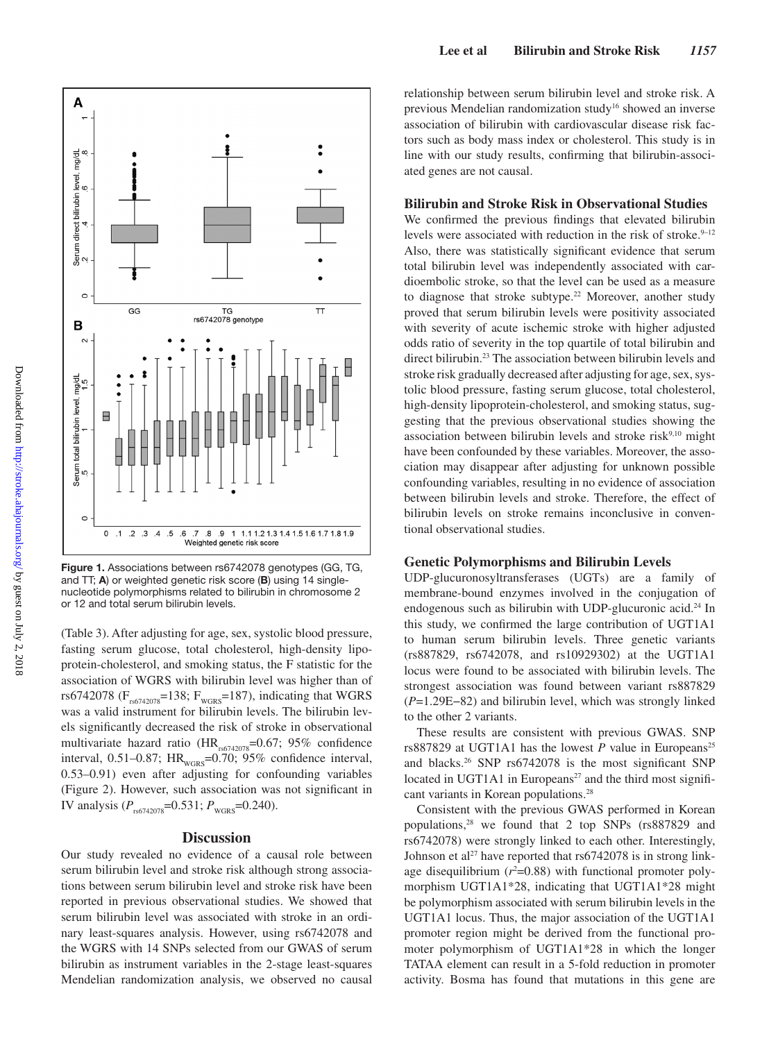Figure 1. Associations between rs6742078 genotypes (GG, TG, and TT; **A**) or weighted genetic risk score (**B**) using 14 single-nucleotide polymorphisms related to bilirubin in chromosome 2 or 12 and total serum bilirubin levels.

(Table 3). After adjusting for age, sex, systolic blood pressure, fasting serum glucose, total cholesterol, high-density lipoprotein-cholesterol, and smoking status, the F statistic for the association of WGRS with bilirubin level was higher than of rs6742078 ($F_{rs6742078}$=138; $F_{WGRS}$=187), indicating that WGRS was a valid instrument for bilirubin levels. The bilirubin levels significantly decreased the risk of stroke in observational multivariate hazard ratio ($HR_{rs6742078}$=0.67; 95% confidence interval, 0.51–0.87; $HR_{WGRS}$=0.70; 95% confidence interval, 0.53–0.91) even after adjusting for confounding variables (Figure 2). However, such association was not significant in IV analysis ($P_{rs6742078}$=0.531; $P_{WGRS}$=0.240).

## Discussion

Our study revealed no evidence of a causal role between serum bilirubin level and stroke risk although strong associations between serum bilirubin level and stroke risk have been reported in previous observational studies. We showed that serum bilirubin level was associated with stroke in an ordinary least-squares analysis. However, using rs6742078 and the WGRS with 14 SNPs selected from our GWAS of serum bilirubin as instrument variables in the 2-stage least-squares Mendelian randomization analysis, we observed no causal relationship between serum bilirubin level and stroke risk. A previous Mendelian randomization study[16] showed an inverse association of bilirubin with cardiovascular disease risk factors such as body mass index or cholesterol. This study is in line with our study results, confirming that bilirubin-associated genes are not causal.

### Bilirubin and Stroke Risk in Observational Studies

We confirmed the previous findings that elevated bilirubin levels were associated with reduction in the risk of stroke.[9–12] Also, there was statistically significant evidence that serum total bilirubin level was independently associated with cardioembolic stroke, so that the level can be used as a measure to diagnose that stroke subtype.[22] Moreover, another study proved that serum bilirubin levels were positivity associated with severity of acute ischemic stroke with higher adjusted odds ratio of severity in the top quartile of total bilirubin and direct bilirubin.[23] The association between bilirubin levels and stroke risk gradually decreased after adjusting for age, sex, systolic blood pressure, fasting serum glucose, total cholesterol, high-density lipoprotein-cholesterol, and smoking status, suggesting that the previous observational studies showing the association between bilirubin levels and stroke risk[9,10] might have been confounded by these variables. Moreover, the association may disappear after adjusting for unknown possible confounding variables, resulting in no evidence of association between bilirubin levels and stroke. Therefore, the effect of bilirubin levels on stroke remains inconclusive in conventional observational studies.

### Genetic Polymorphisms and Bilirubin Levels

UDP-glucuronosyltransferases (UGTs) are a family of membrane-bound enzymes involved in the conjugation of endogenous such as bilirubin with UDP-glucuronic acid.[24] In this study, we confirmed the large contribution of UGT1A1 to human serum bilirubin levels. Three genetic variants (rs887829, rs6742078, and rs10929302) at the UGT1A1 locus were found to be associated with bilirubin levels. The strongest association was found between variant rs887829 (*P*=1.29E−82) and bilirubin level, which was strongly linked to the other 2 variants.

These results are consistent with previous GWAS. SNP rs887829 at UGT1A1 has the lowest *P* value in Europeans[25] and blacks.[26] SNP rs6742078 is the most significant SNP located in UGT1A1 in Europeans[27] and the third most significant variants in Korean populations.[28]

Consistent with the previous GWAS performed in Korean populations,[28] we found that 2 top SNPs (rs887829 and rs6742078) were strongly linked to each other. Interestingly, Johnson et al[27] have reported that rs6742078 is in strong linkage disequilibrium ($r^2$=0.88) with functional promoter polymorphism UGT1A1*28, indicating that UGT1A1*28 might be polymorphism associated with serum bilirubin levels in the UGT1A1 locus. Thus, the major association of the UGT1A1 promoter region might be derived from the functional promoter polymorphism of UGT1A1*28 in which the longer TATAA element can result in a 5-fold reduction in promoter activity. Bosma has found that mutations in this gene are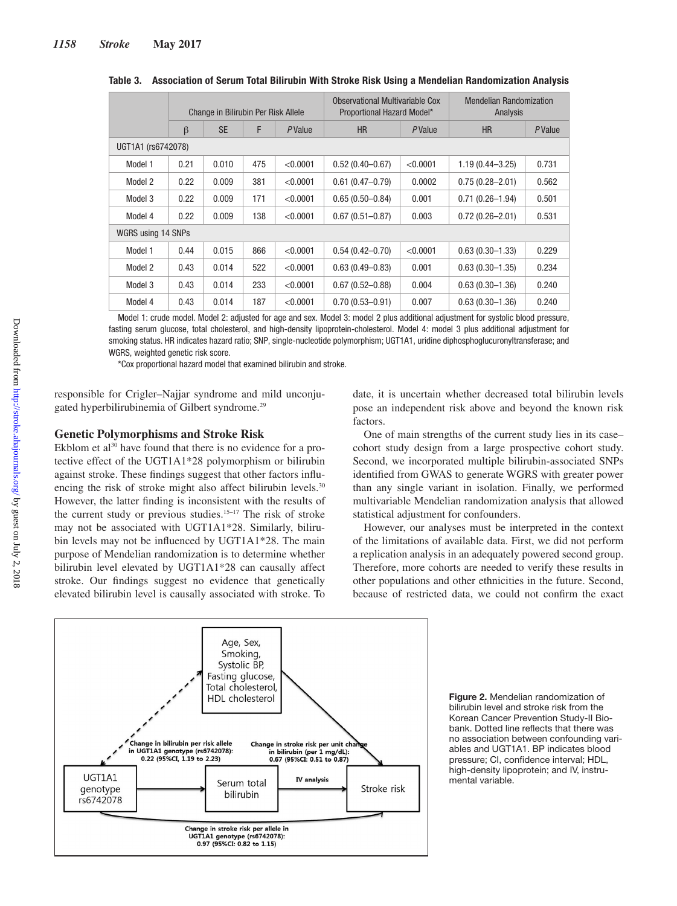**Table 3. Association of Serum Total Bilirubin With Stroke Risk Using a Mendelian Randomization Analysis**

| | Change in Bilirubin Per Risk Allele | | | | Observational Multivariable Cox Proportional Hazard Model* | | Mendelian Randomization Analysis | |
|---|---|---|---|---|---|---|---|---|
| | β | SE | F | P Value | HR | P Value | HR | P Value |
| UGT1A1 (rs6742078) | | | | | | | | |
| Model 1 | 0.21 | 0.010 | 475 | <0.0001 | 0.52 (0.40–0.67) | <0.0001 | 1.19 (0.44–3.25) | 0.731 |
| Model 2 | 0.22 | 0.009 | 381 | <0.0001 | 0.61 (0.47–0.79) | 0.0002 | 0.75 (0.28–2.01) | 0.562 |
| Model 3 | 0.22 | 0.009 | 171 | <0.0001 | 0.65 (0.50–0.84) | 0.001 | 0.71 (0.26–1.94) | 0.501 |
| Model 4 | 0.22 | 0.009 | 138 | <0.0001 | 0.67 (0.51–0.87) | 0.003 | 0.72 (0.26–2.01) | 0.531 |
| WGRS using 14 SNPs | | | | | | | | |
| Model 1 | 0.44 | 0.015 | 866 | <0.0001 | 0.54 (0.42–0.70) | <0.0001 | 0.63 (0.30–1.33) | 0.229 |
| Model 2 | 0.43 | 0.014 | 522 | <0.0001 | 0.63 (0.49–0.83) | 0.001 | 0.63 (0.30–1.35) | 0.234 |
| Model 3 | 0.43 | 0.014 | 233 | <0.0001 | 0.67 (0.52–0.88) | 0.004 | 0.63 (0.30–1.36) | 0.240 |
| Model 4 | 0.43 | 0.014 | 187 | <0.0001 | 0.70 (0.53–0.91) | 0.007 | 0.63 (0.30–1.36) | 0.240 |

Model 1: crude model. Model 2: adjusted for age and sex. Model 3: model 2 plus additional adjustment for systolic blood pressure, fasting serum glucose, total cholesterol, and high-density lipoprotein-cholesterol. Model 4: model 3 plus additional adjustment for smoking status. HR indicates hazard ratio; SNP, single-nucleotide polymorphism; UGT1A1, uridine diphosphoglucuronyltransferase; and WGRS, weighted genetic risk score.

*Cox proportional hazard model that examined bilirubin and stroke.

responsible for Crigler–Najjar syndrome and mild unconjugated hyperbilirubinemia of Gilbert syndrome.[29]

### Genetic Polymorphisms and Stroke Risk

Ekblom et al[30] have found that there is no evidence for a protective effect of the UGT1A1*28 polymorphism or bilirubin against stroke. These findings suggest that other factors influencing the risk of stroke might also affect bilirubin levels.[30] However, the latter finding is inconsistent with the results of the current study or previous studies.[15–17] The risk of stroke may not be associated with UGT1A1*28. Similarly, bilirubin levels may not be influenced by UGT1A1*28. The main purpose of Mendelian randomization is to determine whether bilirubin level elevated by UGT1A1*28 can causally affect stroke. Our findings suggest no evidence that genetically elevated bilirubin level is causally associated with stroke. To date, it is uncertain whether decreased total bilirubin levels pose an independent risk above and beyond the known risk factors.

One of main strengths of the current study lies in its case–cohort study design from a large prospective cohort study. Second, we incorporated multiple bilirubin-associated SNPs identified from GWAS to generate WGRS with greater power than any single variant in isolation. Finally, we performed multivariable Mendelian randomization analysis that allowed statistical adjustment for confounders.

However, our analyses must be interpreted in the context of the limitations of available data. First, we did not perform a replication analysis in an adequately powered second group. Therefore, more cohorts are needed to verify these results in other populations and other ethnicities in the future. Second, because of restricted data, we could not confirm the exact

Age, Sex, Smoking, Systolic BP, Fasting glucose, Total cholesterol, HDL cholesterol

Change in bilirubin per risk allele in UGT1A1 genotype (rs6742078): 0.22 (95%CI, 1.19 to 2.23)

Change in stroke risk per unit change in bilirubin (per 1 mg/dL): 0.67 (95%CI: 0.51 to 0.87)

UGT1A1 genotype rs6742078 → Serum total bilirubin → (IV analysis) → Stroke risk

Change in stroke risk per allele in UGT1A1 genotype (rs6742078): 0.97 (95%CI: 0.82 to 1.15)

**Figure 2.** Mendelian randomization of bilirubin level and stroke risk from the Korean Cancer Prevention Study-II Biobank. Dotted line reflects that there was no association between confounding variables and UGT1A1. BP indicates blood pressure; CI, confidence interval; HDL, high-density lipoprotein; and IV, instrumental variable.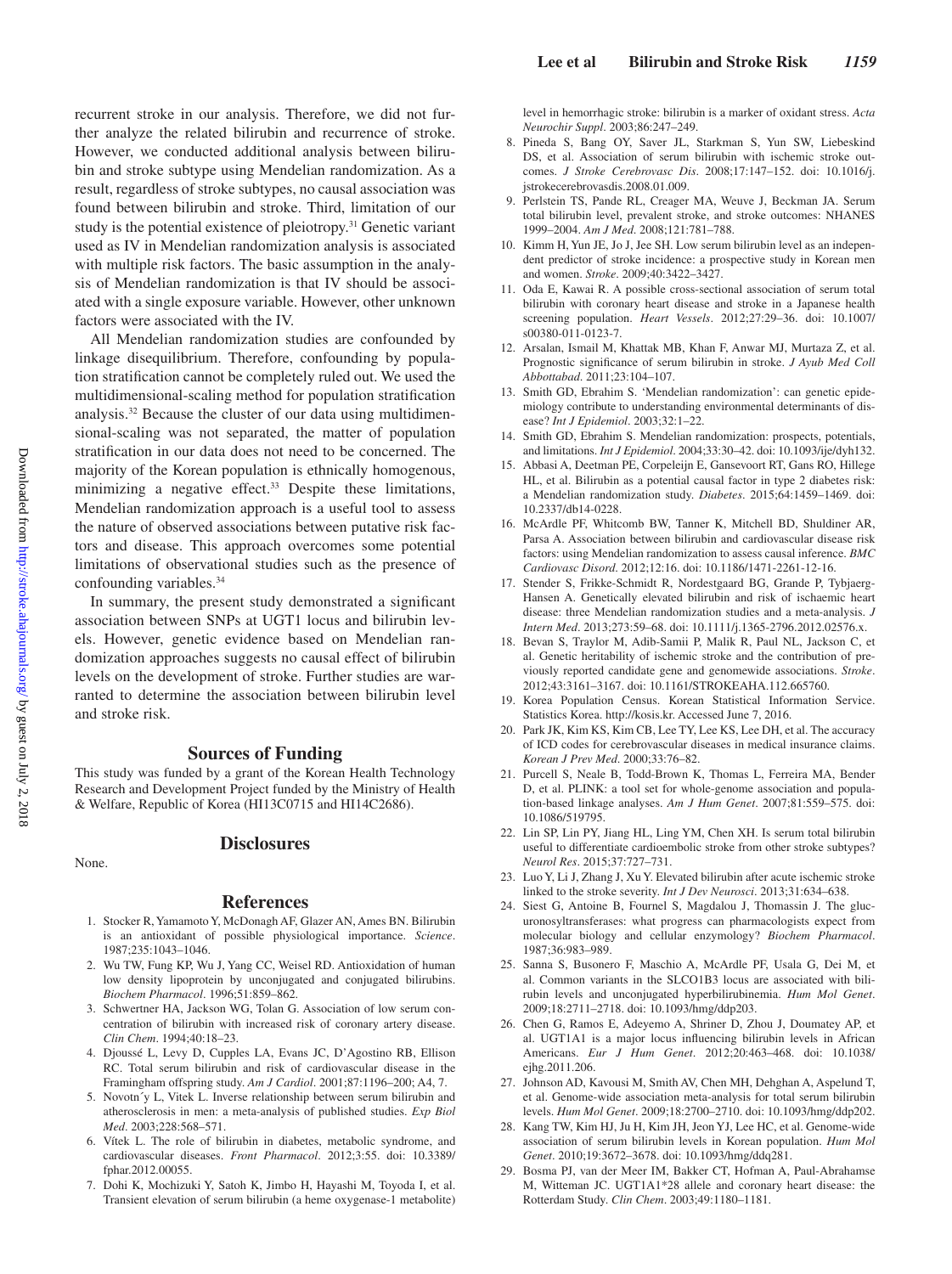recurrent stroke in our analysis. Therefore, we did not further analyze the related bilirubin and recurrence of stroke. However, we conducted additional analysis between bilirubin and stroke subtype using Mendelian randomization. As a result, regardless of stroke subtypes, no causal association was found between bilirubin and stroke. Third, limitation of our study is the potential existence of pleiotropy.[31] Genetic variant used as IV in Mendelian randomization analysis is associated with multiple risk factors. The basic assumption in the analysis of Mendelian randomization is that IV should be associated with a single exposure variable. However, other unknown factors were associated with the IV.

All Mendelian randomization studies are confounded by linkage disequilibrium. Therefore, confounding by population stratification cannot be completely ruled out. We used the multidimensional-scaling method for population stratification analysis.[32] Because the cluster of our data using multidimensional-scaling was not separated, the matter of population stratification in our data does not need to be concerned. The majority of the Korean population is ethnically homogenous, minimizing a negative effect.[33] Despite these limitations, Mendelian randomization approach is a useful tool to assess the nature of observed associations between putative risk factors and disease. This approach overcomes some potential limitations of observational studies such as the presence of confounding variables.[34]

In summary, the present study demonstrated a significant association between SNPs at UGT1 locus and bilirubin levels. However, genetic evidence based on Mendelian randomization approaches suggests no causal effect of bilirubin levels on the development of stroke. Further studies are warranted to determine the association between bilirubin level and stroke risk.

## Sources of Funding

This study was funded by a grant of the Korean Health Technology Research and Development Project funded by the Ministry of Health & Welfare, Republic of Korea (HI13C0715 and HI14C2686).

## Disclosures

None.

## References

1. Stocker R, Yamamoto Y, McDonagh AF, Glazer AN, Ames BN. Bilirubin is an antioxidant of possible physiological importance. *Science*. 1987;235:1043–1046.
2. Wu TW, Fung KP, Wu J, Yang CC, Weisel RD. Antioxidation of human low density lipoprotein by unconjugated and conjugated bilirubins. *Biochem Pharmacol*. 1996;51:859–862.
3. Schwertner HA, Jackson WG, Tolan G. Association of low serum concentration of bilirubin with increased risk of coronary artery disease. *Clin Chem*. 1994;40:18–23.
4. Djoussé L, Levy D, Cupples LA, Evans JC, D'Agostino RB, Ellison RC. Total serum bilirubin and risk of cardiovascular disease in the Framingham offspring study. *Am J Cardiol*. 2001;87:1196–200; A4, 7.
5. Novotný L, Vitek L. Inverse relationship between serum bilirubin and atherosclerosis in men: a meta-analysis of published studies. *Exp Biol Med*. 2003;228:568–571.
6. Vítek L. The role of bilirubin in diabetes, metabolic syndrome, and cardiovascular diseases. *Front Pharmacol*. 2012;3:55. doi: 10.3389/fphar.2012.00055.
7. Dohi K, Mochizuki Y, Satoh K, Jimbo H, Hayashi M, Toyoda I, et al. Transient elevation of serum bilirubin (a heme oxygenase-1 metabolite) level in hemorrhagic stroke: bilirubin is a marker of oxidant stress. *Acta Neurochir Suppl*. 2003;86:247–249.
8. Pineda S, Bang OY, Saver JL, Starkman S, Yun SW, Liebeskind DS, et al. Association of serum bilirubin with ischemic stroke outcomes. *J Stroke Cerebrovasc Dis*. 2008;17:147–152. doi: 10.1016/j.jstrokecerebrovasdis.2008.01.009.
9. Perlstein TS, Pande RL, Creager MA, Weuve J, Beckman JA. Serum total bilirubin level, prevalent stroke, and stroke outcomes: NHANES 1999–2004. *Am J Med*. 2008;121:781–788.
10. Kimm H, Yun JE, Jo J, Jee SH. Low serum bilirubin level as an independent predictor of stroke incidence: a prospective study in Korean men and women. *Stroke*. 2009;40:3422–3427.
11. Oda E, Kawai R. A possible cross-sectional association of serum total bilirubin with coronary heart disease and stroke in a Japanese health screening population. *Heart Vessels*. 2012;27:29–36. doi: 10.1007/s00380-011-0123-7.
12. Arsalan, Ismail M, Khattak MB, Khan F, Anwar MJ, Murtaza Z, et al. Prognostic significance of serum bilirubin in stroke. *J Ayub Med Coll Abbottabad*. 2011;23:104–107.
13. Smith GD, Ebrahim S. 'Mendelian randomization': can genetic epidemiology contribute to understanding environmental determinants of disease? *Int J Epidemiol*. 2003;32:1–22.
14. Smith GD, Ebrahim S. Mendelian randomization: prospects, potentials, and limitations. *Int J Epidemiol*. 2004;33:30–42. doi: 10.1093/ije/dyh132.
15. Abbasi A, Deetman PE, Corpeleijn E, Gansevoort RT, Gans RO, Hillege HL, et al. Bilirubin as a potential causal factor in type 2 diabetes risk: a Mendelian randomization study. *Diabetes*. 2015;64:1459–1469. doi: 10.2337/db14-0228.
16. McArdle PF, Whitcomb BW, Tanner K, Mitchell BD, Shuldiner AR, Parsa A. Association between bilirubin and cardiovascular disease risk factors: using Mendelian randomization to assess causal inference. *BMC Cardiovasc Disord*. 2012;12:16. doi: 10.1186/1471-2261-12-16.
17. Stender S, Frikke-Schmidt R, Nordestgaard BG, Grande P, Tybjaerg-Hansen A. Genetically elevated bilirubin and risk of ischaemic heart disease: three Mendelian randomization studies and a meta-analysis. *J Intern Med*. 2013;273:59–68. doi: 10.1111/j.1365-2796.2012.02576.x.
18. Bevan S, Traylor M, Adib-Samii P, Malik R, Paul NL, Jackson C, et al. Genetic heritability of ischemic stroke and the contribution of previously reported candidate gene and genomewide associations. *Stroke*. 2012;43:3161–3167. doi: 10.1161/STROKEAHA.112.665760.
19. Korea Population Census. Korean Statistical Information Service. Statistics Korea. http://kosis.kr. Accessed June 7, 2016.
20. Park JK, Kim KS, Kim CB, Lee TY, Lee KS, Lee DH, et al. The accuracy of ICD codes for cerebrovascular diseases in medical insurance claims. *Korean J Prev Med*. 2000;33:76–82.
21. Purcell S, Neale B, Todd-Brown K, Thomas L, Ferreira MA, Bender D, et al. PLINK: a tool set for whole-genome association and population-based linkage analyses. *Am J Hum Genet*. 2007;81:559–575. doi: 10.1086/519795.
22. Lin SP, Lin PY, Jiang HL, Ling YM, Chen XH. Is serum total bilirubin useful to differentiate cardioembolic stroke from other stroke subtypes? *Neurol Res*. 2015;37:727–731.
23. Luo Y, Li J, Zhang J, Xu Y. Elevated bilirubin after acute ischemic stroke linked to the stroke severity. *Int J Dev Neurosci*. 2013;31:634–638.
24. Siest G, Antoine B, Fournel S, Magdalou J, Thomassin J. The glucuronosyltransferases: what progress can pharmacologists expect from molecular biology and cellular enzymology? *Biochem Pharmacol*. 1987;36:983–989.
25. Sanna S, Busonero F, Maschio A, McArdle PF, Usala G, Dei M, et al. Common variants in the SLCO1B3 locus are associated with bilirubin levels and unconjugated hyperbilirubinemia. *Hum Mol Genet*. 2009;18:2711–2718. doi: 10.1093/hmg/ddp203.
26. Chen G, Ramos E, Adeyemo A, Shriner D, Zhou J, Doumatey AP, et al. UGT1A1 is a major locus influencing bilirubin levels in African Americans. *Eur J Hum Genet*. 2012;20:463–468. doi: 10.1038/ejhg.2011.206.
27. Johnson AD, Kavousi M, Smith AV, Chen MH, Dehghan A, Aspelund T, et al. Genome-wide association meta-analysis for total serum bilirubin levels. *Hum Mol Genet*. 2009;18:2700–2710. doi: 10.1093/hmg/ddp202.
28. Kang TW, Kim HJ, Ju H, Kim JH, Jeon YJ, Lee HC, et al. Genome-wide association of serum bilirubin levels in Korean population. *Hum Mol Genet*. 2010;19:3672–3678. doi: 10.1093/hmg/ddq281.
29. Bosma PJ, van der Meer IM, Bakker CT, Hofman A, Paul-Abrahamse M, Witteman JC. UGT1A1*28 allele and coronary heart disease: the Rotterdam Study. *Clin Chem*. 2003;49:1180–1181.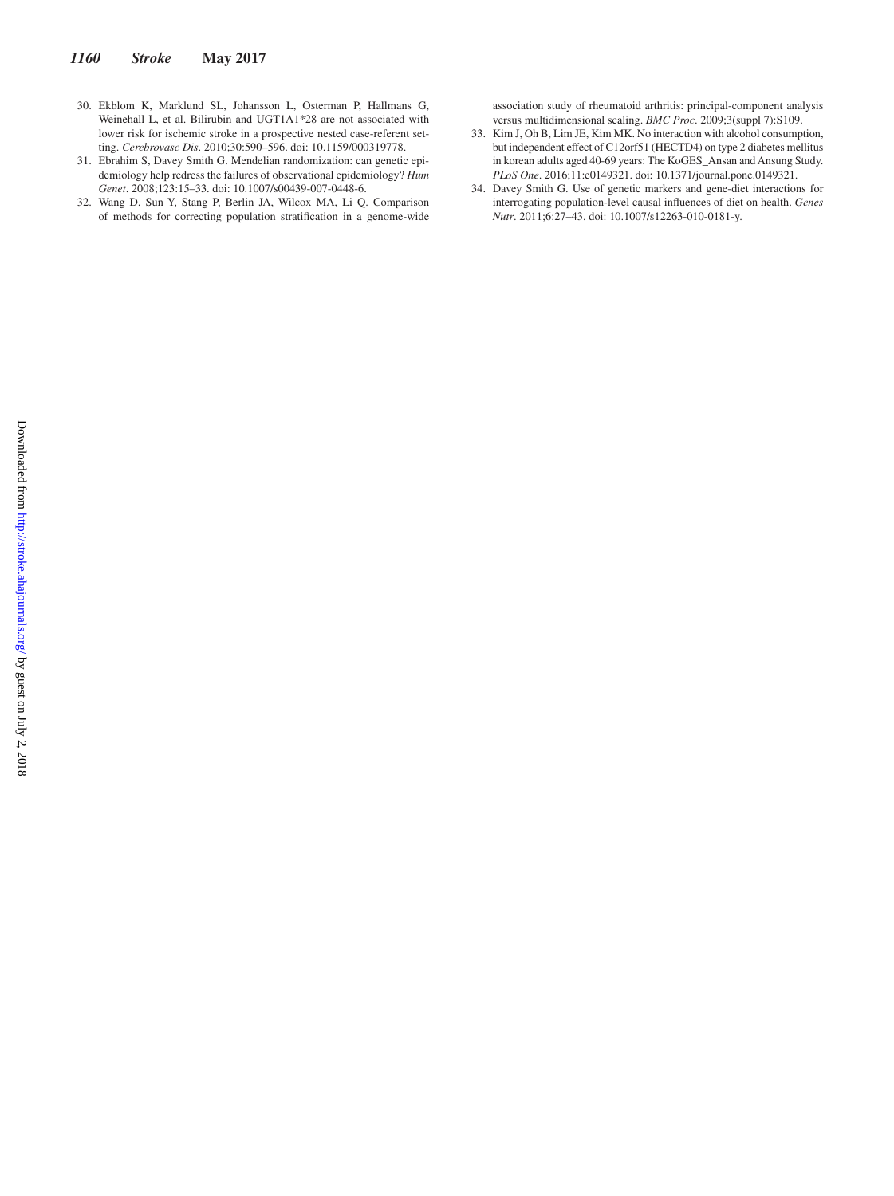30. Ekblom K, Marklund SL, Johansson L, Osterman P, Hallmans G, Weinehall L, et al. Bilirubin and UGT1A1*28 are not associated with lower risk for ischemic stroke in a prospective nested case-referent setting. *Cerebrovasc Dis*. 2010;30:590–596. doi: 10.1159/000319778.
31. Ebrahim S, Davey Smith G. Mendelian randomization: can genetic epidemiology help redress the failures of observational epidemiology? *Hum Genet*. 2008;123:15–33. doi: 10.1007/s00439-007-0448-6.
32. Wang D, Sun Y, Stang P, Berlin JA, Wilcox MA, Li Q. Comparison of methods for correcting population stratification in a genome-wide association study of rheumatoid arthritis: principal-component analysis versus multidimensional scaling. *BMC Proc*. 2009;3(suppl 7):S109.
33. Kim J, Oh B, Lim JE, Kim MK. No interaction with alcohol consumption, but independent effect of C12orf51 (HECTD4) on type 2 diabetes mellitus in korean adults aged 40-69 years: The KoGES_Ansan and Ansung Study. *PLoS One*. 2016;11:e0149321. doi: 10.1371/journal.pone.0149321.
34. Davey Smith G. Use of genetic markers and gene-diet interactions for interrogating population-level causal influences of diet on health. *Genes Nutr*. 2011;6:27–43. doi: 10.1007/s12263-010-0181-y.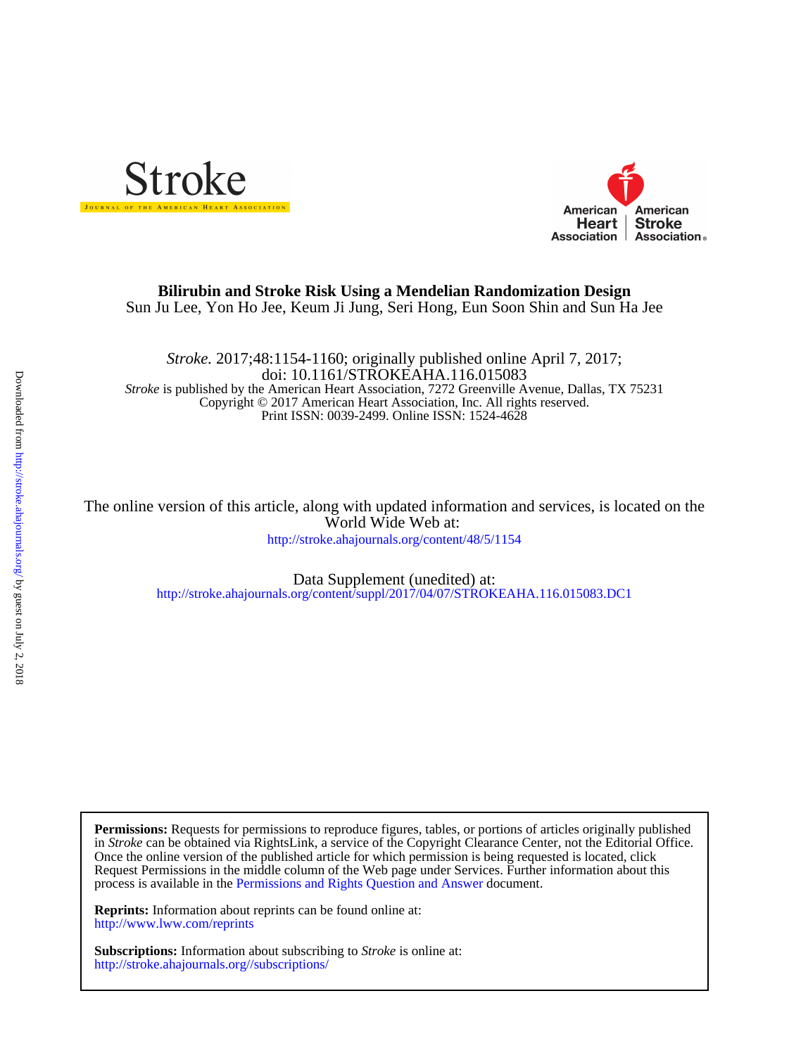**Bilirubin and Stroke Risk Using a Mendelian Randomization Design**

Sun Ju Lee, Yon Ho Jee, Keum Ji Jung, Seri Hong, Eun Soon Shin and Sun Ha Jee

*Stroke.* 2017;48:1154-1160; originally published online April 7, 2017;
doi: 10.1161/STROKEAHA.116.015083

*Stroke* is published by the American Heart Association, 7272 Greenville Avenue, Dallas, TX 75231
Copyright © 2017 American Heart Association, Inc. All rights reserved.
Print ISSN: 0039-2499. Online ISSN: 1524-4628

The online version of this article, along with updated information and services, is located on the World Wide Web at:
http://stroke.ahajournals.org/content/48/5/1154

Data Supplement (unedited) at:
http://stroke.ahajournals.org/content/suppl/2017/04/07/STROKEAHA.116.015083.DC1

**Permissions:** Requests for permissions to reproduce figures, tables, or portions of articles originally published in *Stroke* can be obtained via RightsLink, a service of the Copyright Clearance Center, not the Editorial Office. Once the online version of the published article for which permission is being requested is located, click Request Permissions in the middle column of the Web page under Services. Further information about this process is available in the Permissions and Rights Question and Answer document.

**Reprints:** Information about reprints can be found online at:
http://www.lww.com/reprints

**Subscriptions:** Information about subscribing to *Stroke* is online at:
http://stroke.ahajournals.org//subscriptions/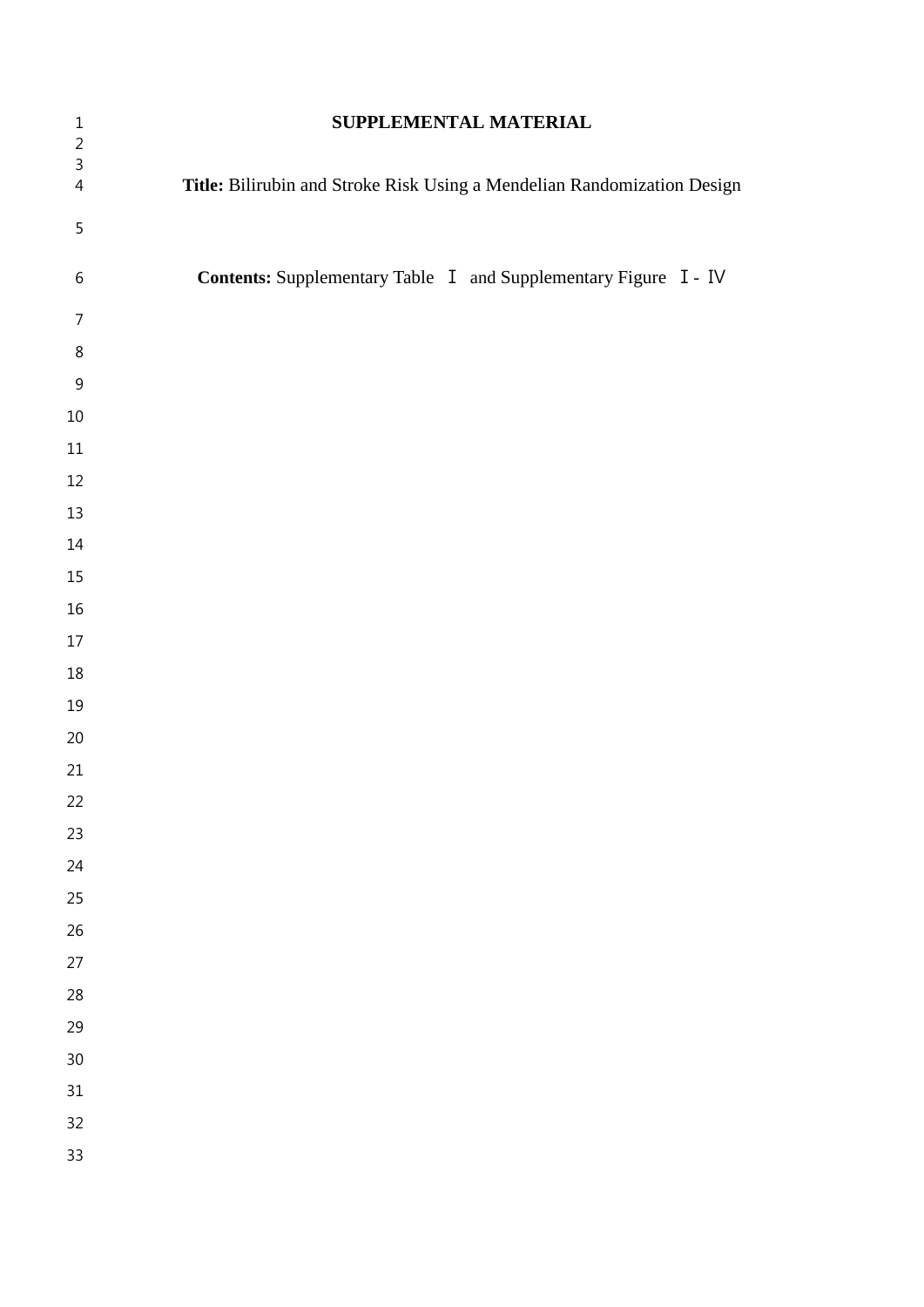# SUPPLEMENTAL MATERIAL

**Title:** Bilirubin and Stroke Risk Using a Mendelian Randomization Design

**Contents:** Supplementary Table Ⅰ and Supplementary Figure Ⅰ - Ⅳ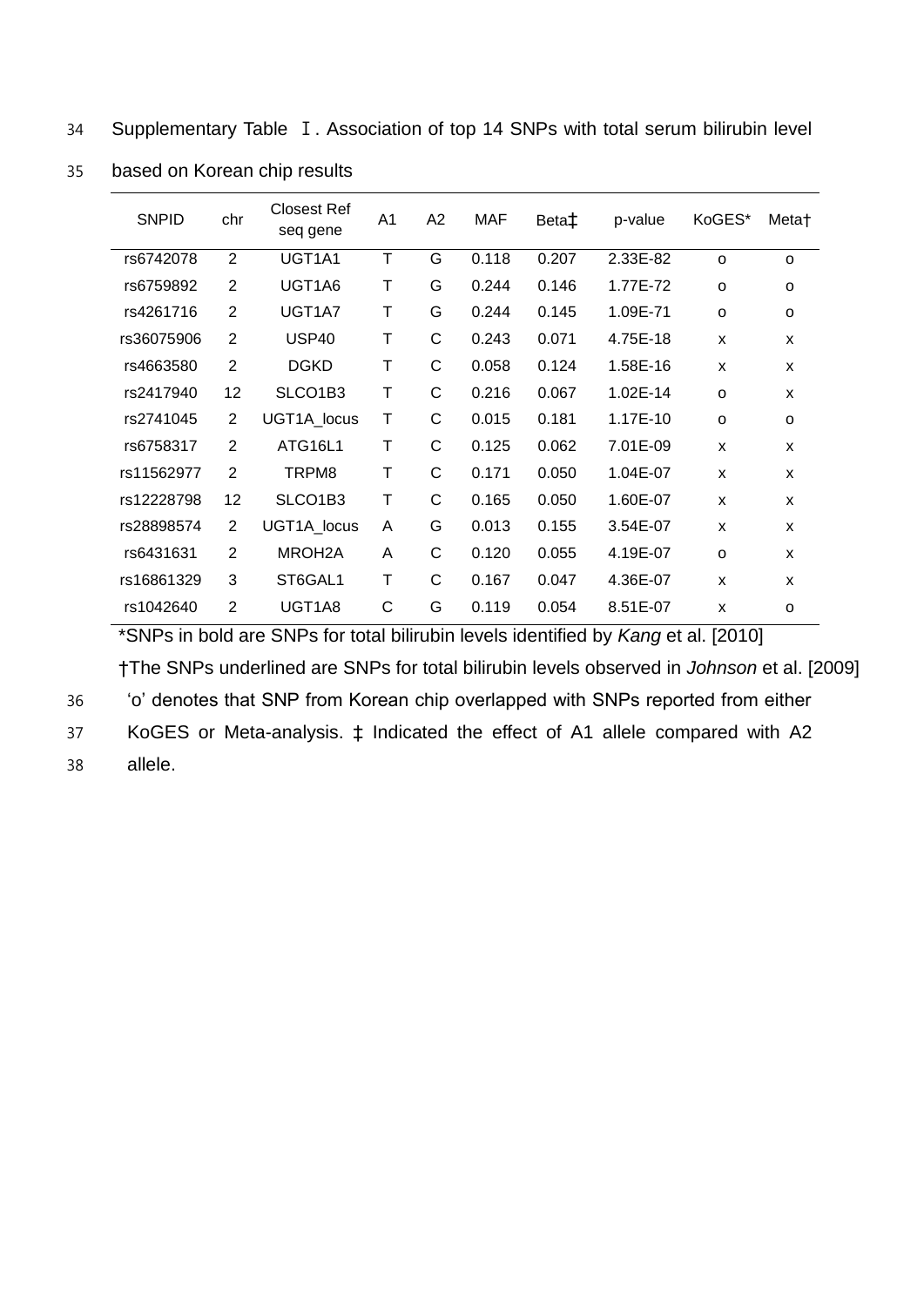Supplementary Table Ⅰ. Association of top 14 SNPs with total serum bilirubin level based on Korean chip results

| SNPID | chr | Closest Ref seq gene | A1 | A2 | MAF | Beta‡ | p-value | KoGES* | Meta† |
|---|---|---|---|---|---|---|---|---|---|
| rs6742078 | 2 | UGT1A1 | T | G | 0.118 | 0.207 | 2.33E-82 | o | o |
| rs6759892 | 2 | UGT1A6 | T | G | 0.244 | 0.146 | 1.77E-72 | o | o |
| rs4261716 | 2 | UGT1A7 | T | G | 0.244 | 0.145 | 1.09E-71 | o | o |
| rs36075906 | 2 | USP40 | T | C | 0.243 | 0.071 | 4.75E-18 | x | x |
| rs4663580 | 2 | DGKD | T | C | 0.058 | 0.124 | 1.58E-16 | x | x |
| rs2417940 | 12 | SLCO1B3 | T | C | 0.216 | 0.067 | 1.02E-14 | o | x |
| rs2741045 | 2 | UGT1A_locus | T | C | 0.015 | 0.181 | 1.17E-10 | o | o |
| rs6758317 | 2 | ATG16L1 | T | C | 0.125 | 0.062 | 7.01E-09 | x | x |
| rs11562977 | 2 | TRPM8 | T | C | 0.171 | 0.050 | 1.04E-07 | x | x |
| rs12228798 | 12 | SLCO1B3 | T | C | 0.165 | 0.050 | 1.60E-07 | x | x |
| rs28898574 | 2 | UGT1A_locus | A | G | 0.013 | 0.155 | 3.54E-07 | x | x |
| rs6431631 | 2 | MROH2A | A | C | 0.120 | 0.055 | 4.19E-07 | o | x |
| rs16861329 | 3 | ST6GAL1 | T | C | 0.167 | 0.047 | 4.36E-07 | x | x |
| rs1042640 | 2 | UGT1A8 | C | G | 0.119 | 0.054 | 8.51E-07 | x | o |

*SNPs in bold are SNPs for total bilirubin levels identified by *Kang* et al. [2010]

†The SNPs underlined are SNPs for total bilirubin levels observed in *Johnson* et al. [2009]

'o' denotes that SNP from Korean chip overlapped with SNPs reported from either KoGES or Meta-analysis. ‡ Indicated the effect of A1 allele compared with A2 allele.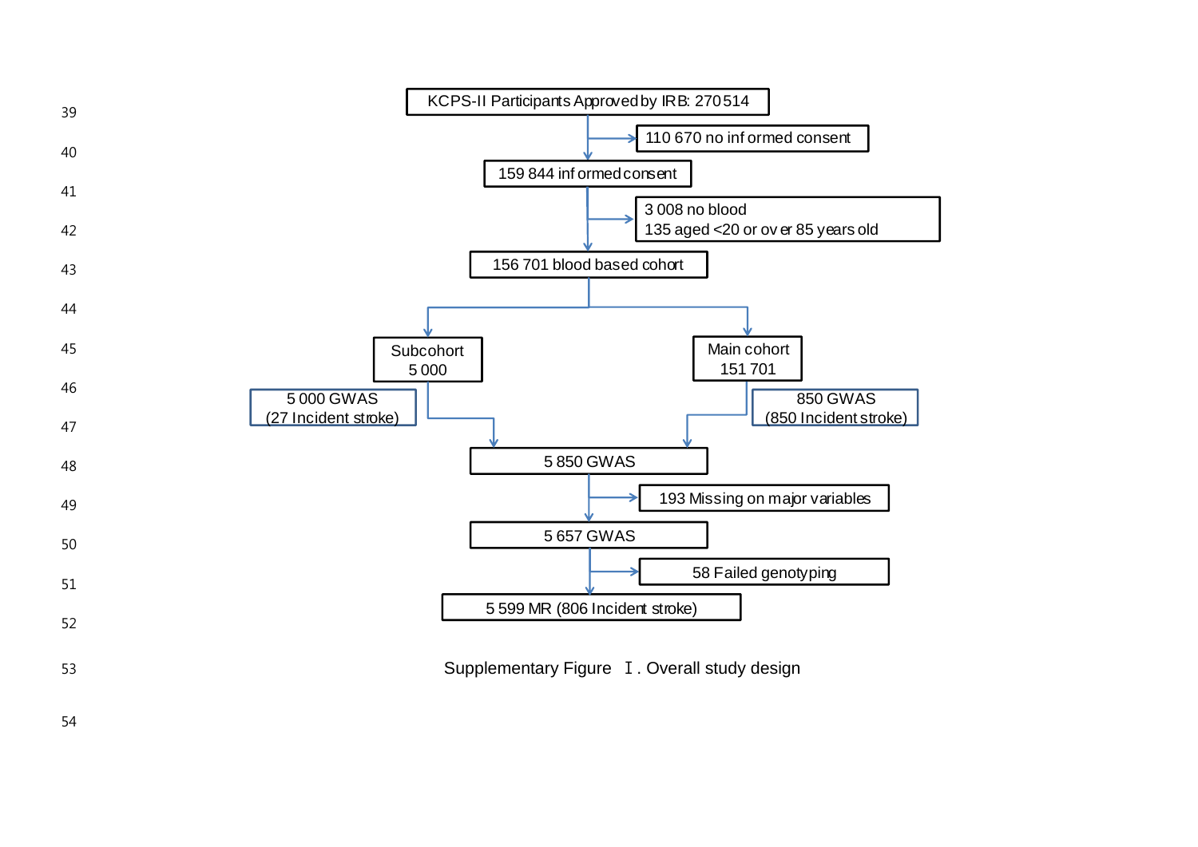KCPS-II Participants Approved by IRB: 270 514

→ 110 670 no informed consent

159 844 informed consent

→ 3 008 no blood
135 aged <20 or over 85 years old

156 701 blood based cohort

Subcohort
5 000

5 000 GWAS
(27 Incident stroke)

Main cohort
151 701

850 GWAS
(850 Incident stroke)

5 850 GWAS

→ 193 Missing on major variables

5 657 GWAS

→ 58 Failed genotyping

5 599 MR (806 Incident stroke)

Supplementary Figure Ⅰ. Overall study design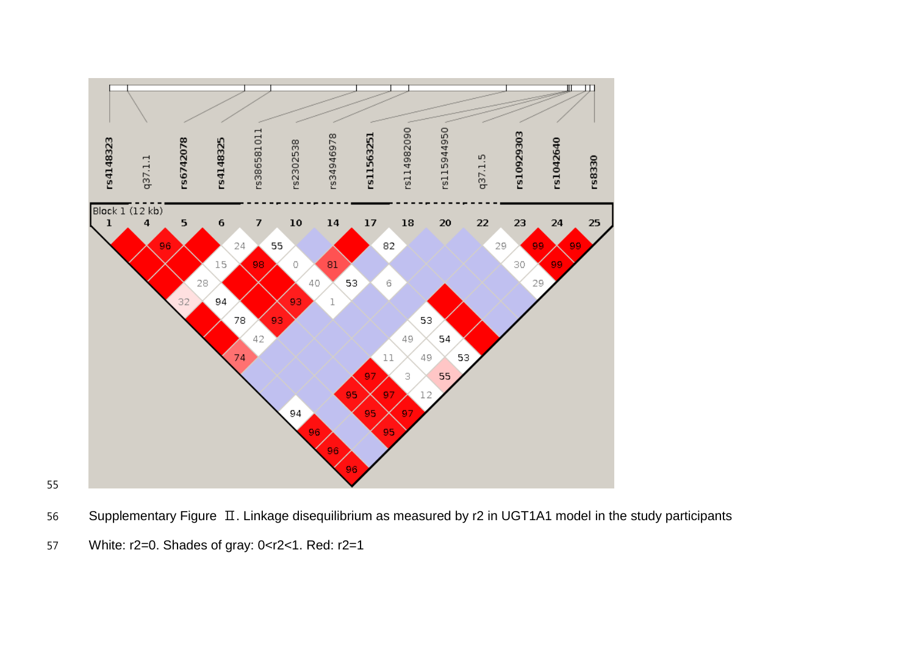Supplementary Figure Ⅱ. Linkage disequilibrium as measured by r2 in UGT1A1 model in the study participants

White: r2=0. Shades of gray: 0<r2<1. Red: r2=1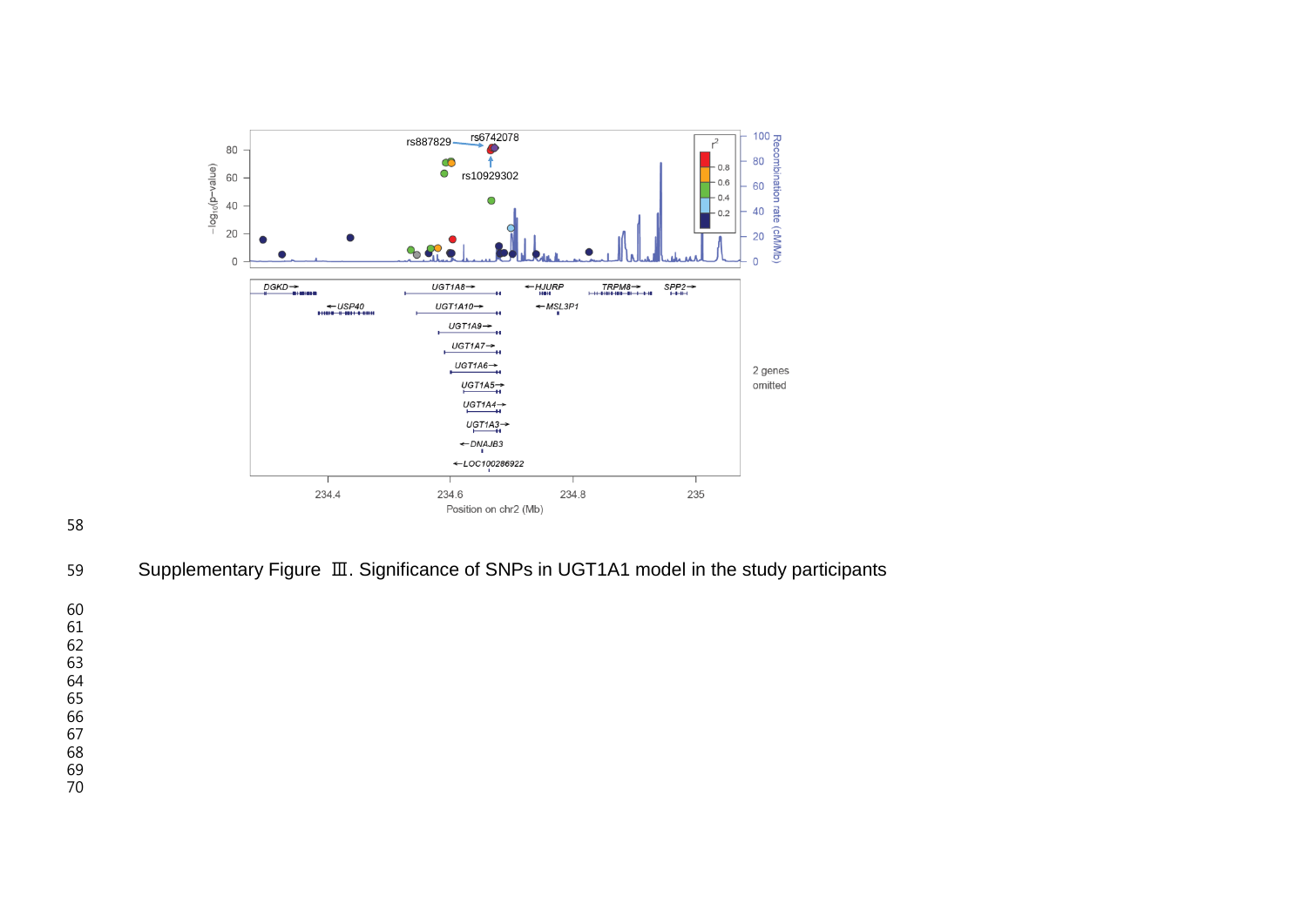Supplementary Figure Ⅲ. Significance of SNPs in UGT1A1 model in the study participants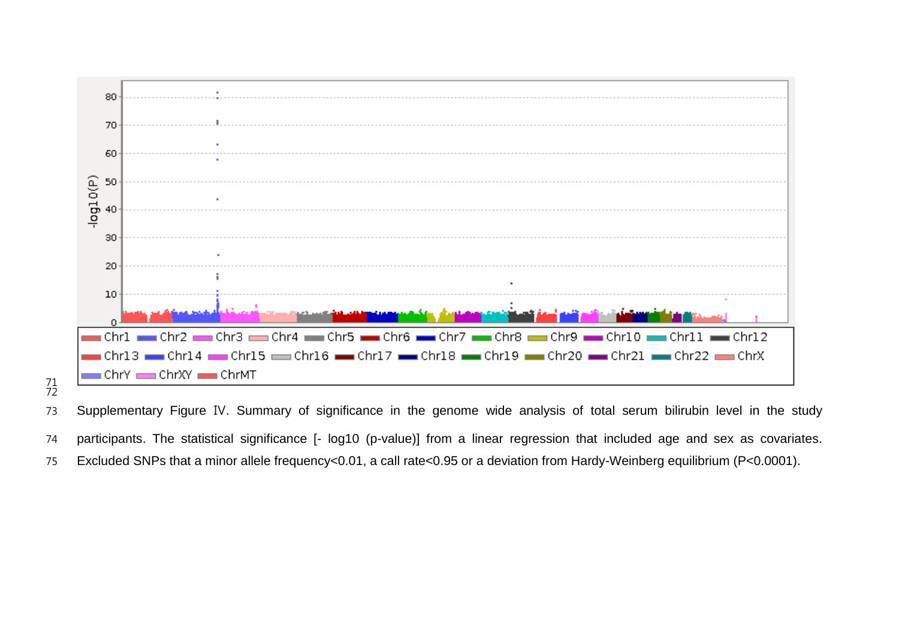-log10(P)

80
70
60
50
40
30
20
10
0

Chr1 Chr2 Chr3 Chr4 Chr5 Chr6 Chr7 Chr8 Chr9 Chr10 Chr11 Chr12
Chr13 Chr14 Chr15 Chr16 Chr17 Chr18 Chr19 Chr20 Chr21 Chr22 ChrX
ChrY ChrXY ChrMT

Supplementary Figure Ⅳ. Summary of significance in the genome wide analysis of total serum bilirubin level in the study participants. The statistical significance [- log10 (p-value)] from a linear regression that included age and sex as covariates. Excluded SNPs that a minor allele frequency<0.01, a call rate<0.95 or a deviation from Hardy-Weinberg equilibrium (P<0.0001).